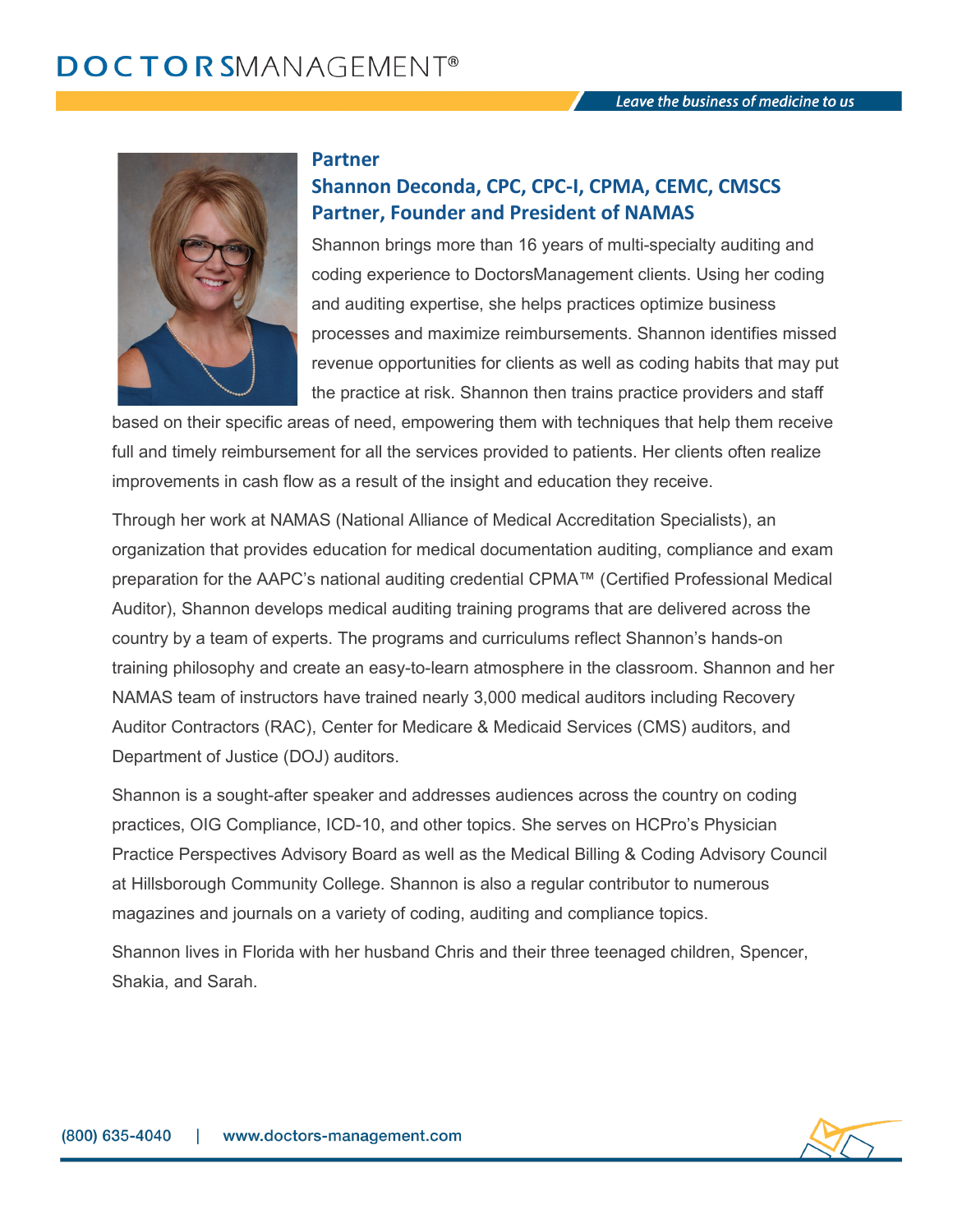## Partner

## Shannon Deconda, CPC, CPC-I, CPMA, CEMC, CMSCS
## Partner, Founder and President of NAMAS

Shannon brings more than 16 years of multi-specialty auditing and coding experience to DoctorsManagement clients. Using her coding and auditing expertise, she helps practices optimize business processes and maximize reimbursements. Shannon identifies missed revenue opportunities for clients as well as coding habits that may put the practice at risk. Shannon then trains practice providers and staff based on their specific areas of need, empowering them with techniques that help them receive full and timely reimbursement for all the services provided to patients. Her clients often realize improvements in cash flow as a result of the insight and education they receive.

Through her work at NAMAS (National Alliance of Medical Accreditation Specialists), an organization that provides education for medical documentation auditing, compliance and exam preparation for the AAPC's national auditing credential CPMA™ (Certified Professional Medical Auditor), Shannon develops medical auditing training programs that are delivered across the country by a team of experts. The programs and curriculums reflect Shannon's hands-on training philosophy and create an easy-to-learn atmosphere in the classroom. Shannon and her NAMAS team of instructors have trained nearly 3,000 medical auditors including Recovery Auditor Contractors (RAC), Center for Medicare & Medicaid Services (CMS) auditors, and Department of Justice (DOJ) auditors.

Shannon is a sought-after speaker and addresses audiences across the country on coding practices, OIG Compliance, ICD-10, and other topics. She serves on HCPro's Physician Practice Perspectives Advisory Board as well as the Medical Billing & Coding Advisory Council at Hillsborough Community College. Shannon is also a regular contributor to numerous magazines and journals on a variety of coding, auditing and compliance topics.

Shannon lives in Florida with her husband Chris and their three teenaged children, Spencer, Shakia, and Sarah.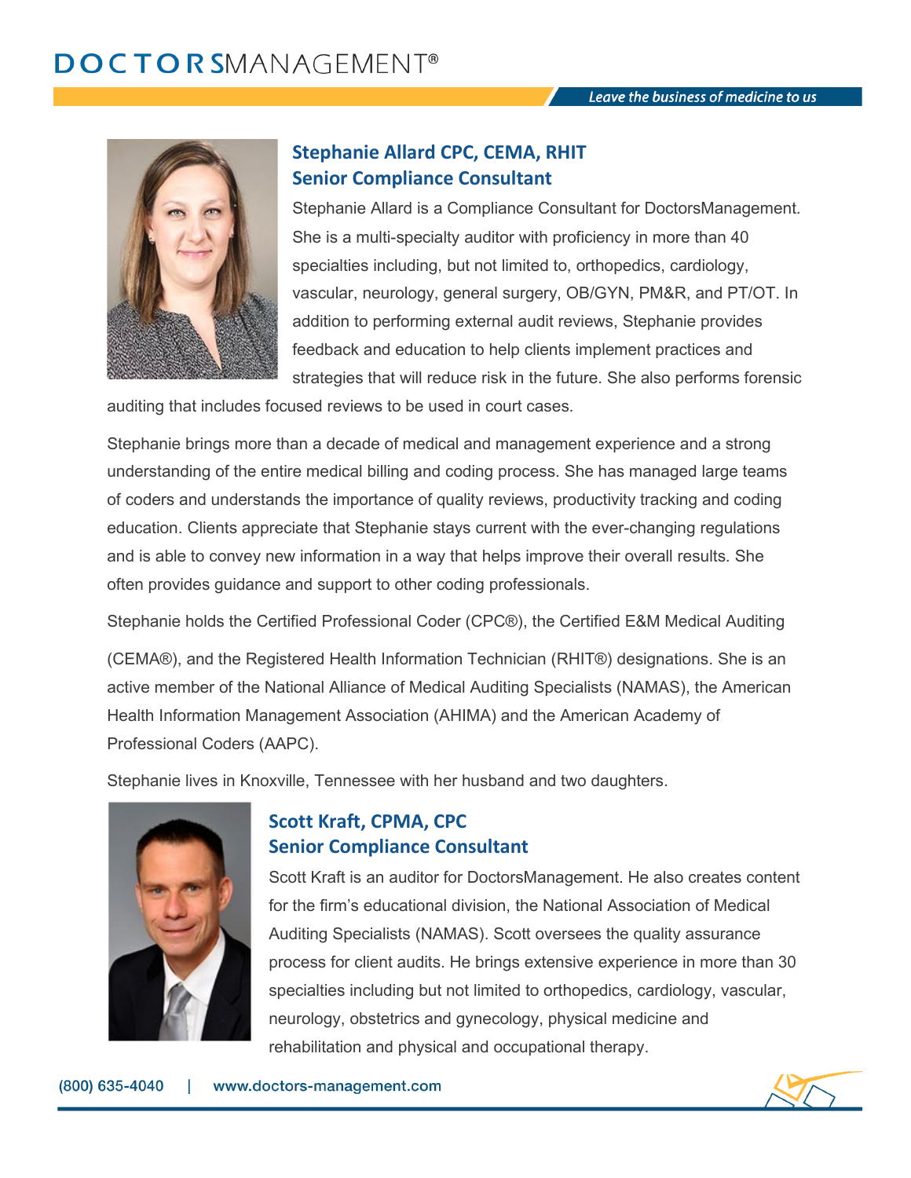## Stephanie Allard CPC, CEMA, RHIT
## Senior Compliance Consultant

Stephanie Allard is a Compliance Consultant for DoctorsManagement. She is a multi-specialty auditor with proficiency in more than 40 specialties including, but not limited to, orthopedics, cardiology, vascular, neurology, general surgery, OB/GYN, PM&R, and PT/OT. In addition to performing external audit reviews, Stephanie provides feedback and education to help clients implement practices and strategies that will reduce risk in the future. She also performs forensic auditing that includes focused reviews to be used in court cases.

Stephanie brings more than a decade of medical and management experience and a strong understanding of the entire medical billing and coding process. She has managed large teams of coders and understands the importance of quality reviews, productivity tracking and coding education. Clients appreciate that Stephanie stays current with the ever-changing regulations and is able to convey new information in a way that helps improve their overall results. She often provides guidance and support to other coding professionals.

Stephanie holds the Certified Professional Coder (CPC®), the Certified E&M Medical Auditing (CEMA®), and the Registered Health Information Technician (RHIT®) designations. She is an active member of the National Alliance of Medical Auditing Specialists (NAMAS), the American Health Information Management Association (AHIMA) and the American Academy of Professional Coders (AAPC).

Stephanie lives in Knoxville, Tennessee with her husband and two daughters.

## Scott Kraft, CPMA, CPC
## Senior Compliance Consultant

Scott Kraft is an auditor for DoctorsManagement. He also creates content for the firm's educational division, the National Association of Medical Auditing Specialists (NAMAS). Scott oversees the quality assurance process for client audits. He brings extensive experience in more than 30 specialties including but not limited to orthopedics, cardiology, vascular, neurology, obstetrics and gynecology, physical medicine and rehabilitation and physical and occupational therapy.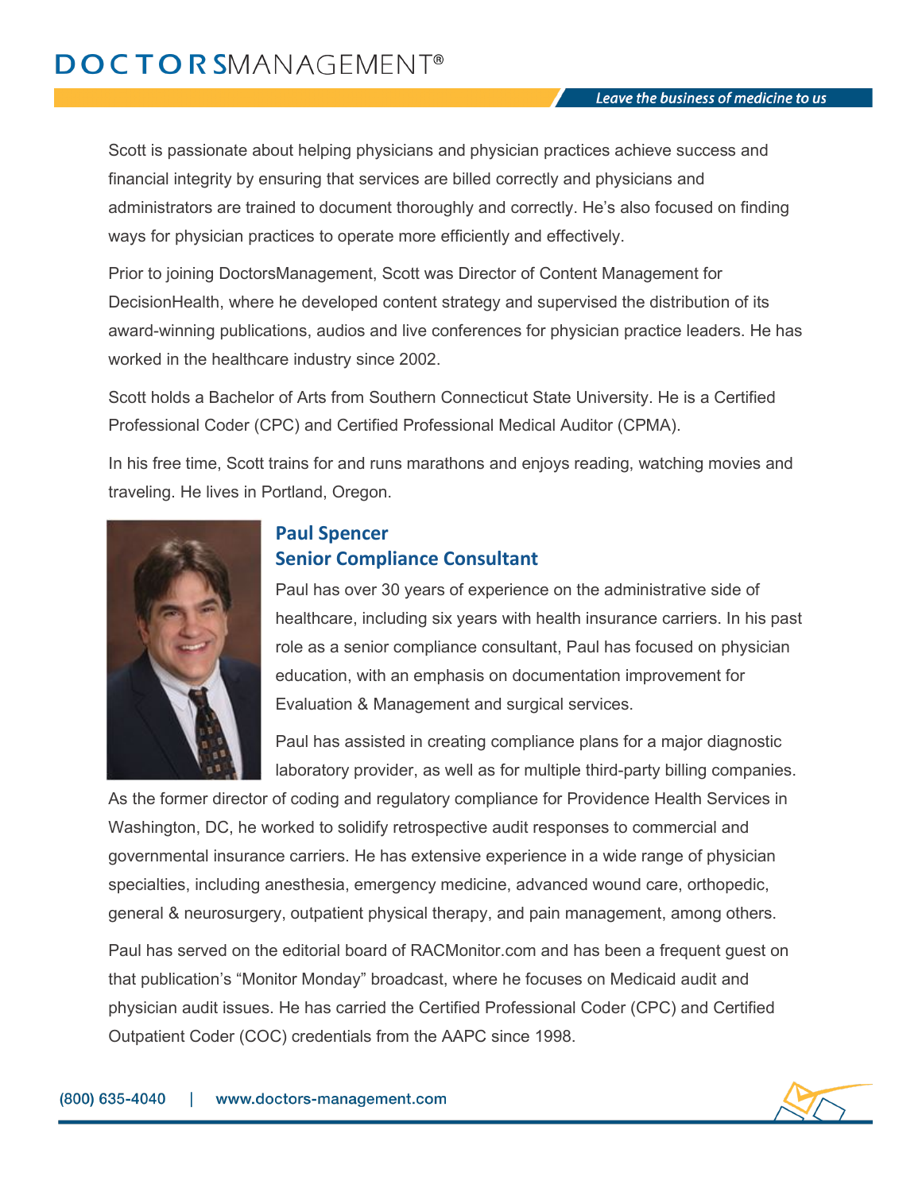Scott is passionate about helping physicians and physician practices achieve success and financial integrity by ensuring that services are billed correctly and physicians and administrators are trained to document thoroughly and correctly. He's also focused on finding ways for physician practices to operate more efficiently and effectively.

Prior to joining DoctorsManagement, Scott was Director of Content Management for DecisionHealth, where he developed content strategy and supervised the distribution of its award-winning publications, audios and live conferences for physician practice leaders. He has worked in the healthcare industry since 2002.

Scott holds a Bachelor of Arts from Southern Connecticut State University. He is a Certified Professional Coder (CPC) and Certified Professional Medical Auditor (CPMA).

In his free time, Scott trains for and runs marathons and enjoys reading, watching movies and traveling. He lives in Portland, Oregon.

### Paul Spencer
### Senior Compliance Consultant

Paul has over 30 years of experience on the administrative side of healthcare, including six years with health insurance carriers. In his past role as a senior compliance consultant, Paul has focused on physician education, with an emphasis on documentation improvement for Evaluation & Management and surgical services.

Paul has assisted in creating compliance plans for a major diagnostic laboratory provider, as well as for multiple third-party billing companies. As the former director of coding and regulatory compliance for Providence Health Services in Washington, DC, he worked to solidify retrospective audit responses to commercial and governmental insurance carriers. He has extensive experience in a wide range of physician specialties, including anesthesia, emergency medicine, advanced wound care, orthopedic, general & neurosurgery, outpatient physical therapy, and pain management, among others.

Paul has served on the editorial board of RACMonitor.com and has been a frequent guest on that publication's "Monitor Monday" broadcast, where he focuses on Medicaid audit and physician audit issues. He has carried the Certified Professional Coder (CPC) and Certified Outpatient Coder (COC) credentials from the AAPC since 1998.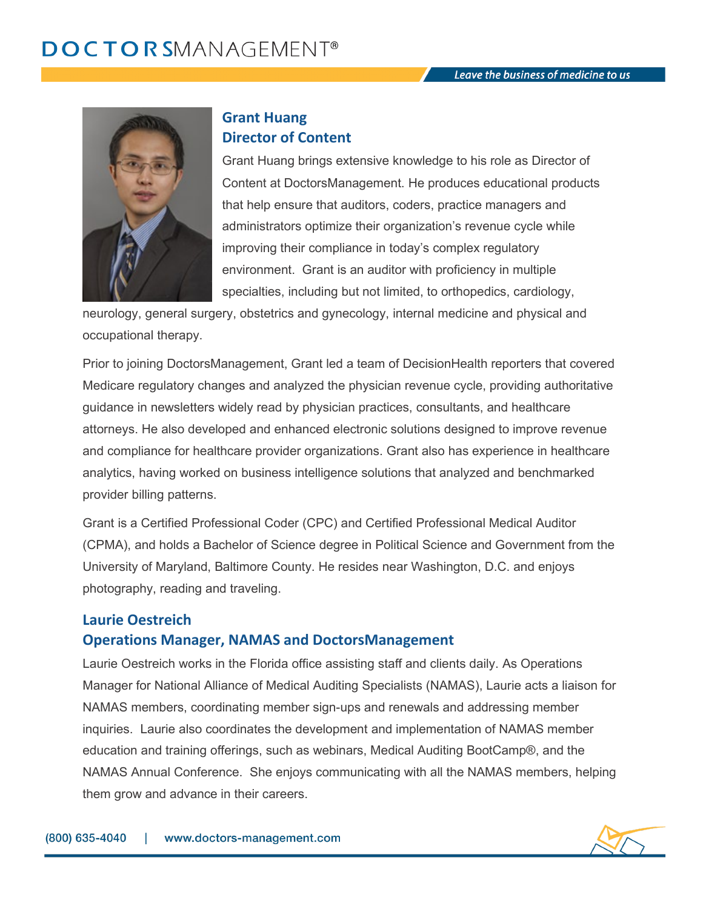## Grant Huang
## Director of Content

Grant Huang brings extensive knowledge to his role as Director of Content at DoctorsManagement. He produces educational products that help ensure that auditors, coders, practice managers and administrators optimize their organization's revenue cycle while improving their compliance in today's complex regulatory environment. Grant is an auditor with proficiency in multiple specialties, including but not limited, to orthopedics, cardiology, neurology, general surgery, obstetrics and gynecology, internal medicine and physical and occupational therapy.

Prior to joining DoctorsManagement, Grant led a team of DecisionHealth reporters that covered Medicare regulatory changes and analyzed the physician revenue cycle, providing authoritative guidance in newsletters widely read by physician practices, consultants, and healthcare attorneys. He also developed and enhanced electronic solutions designed to improve revenue and compliance for healthcare provider organizations. Grant also has experience in healthcare analytics, having worked on business intelligence solutions that analyzed and benchmarked provider billing patterns.

Grant is a Certified Professional Coder (CPC) and Certified Professional Medical Auditor (CPMA), and holds a Bachelor of Science degree in Political Science and Government from the University of Maryland, Baltimore County. He resides near Washington, D.C. and enjoys photography, reading and traveling.

## Laurie Oestreich
## Operations Manager, NAMAS and DoctorsManagement

Laurie Oestreich works in the Florida office assisting staff and clients daily. As Operations Manager for National Alliance of Medical Auditing Specialists (NAMAS), Laurie acts a liaison for NAMAS members, coordinating member sign-ups and renewals and addressing member inquiries. Laurie also coordinates the development and implementation of NAMAS member education and training offerings, such as webinars, Medical Auditing BootCamp®, and the NAMAS Annual Conference. She enjoys communicating with all the NAMAS members, helping them grow and advance in their careers.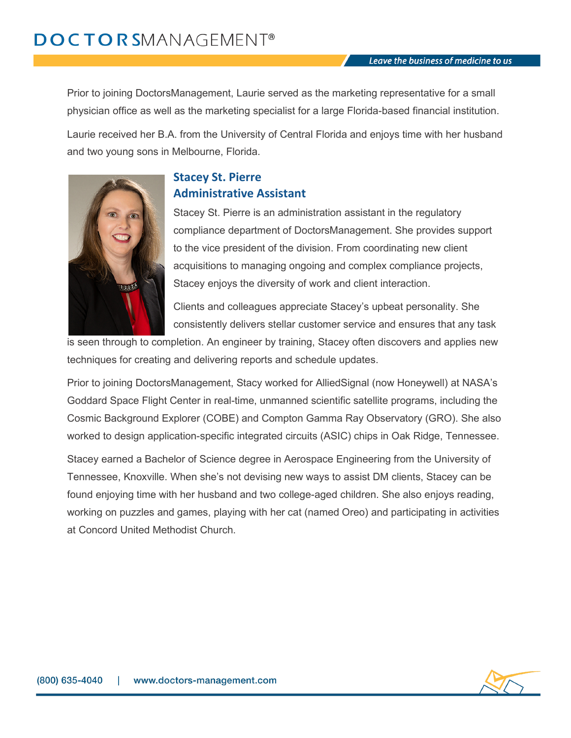Prior to joining DoctorsManagement, Laurie served as the marketing representative for a small physician office as well as the marketing specialist for a large Florida-based financial institution.

Laurie received her B.A. from the University of Central Florida and enjoys time with her husband and two young sons in Melbourne, Florida.

### Stacey St. Pierre
### Administrative Assistant

Stacey St. Pierre is an administration assistant in the regulatory compliance department of DoctorsManagement. She provides support to the vice president of the division. From coordinating new client acquisitions to managing ongoing and complex compliance projects, Stacey enjoys the diversity of work and client interaction.

Clients and colleagues appreciate Stacey's upbeat personality. She consistently delivers stellar customer service and ensures that any task is seen through to completion. An engineer by training, Stacey often discovers and applies new techniques for creating and delivering reports and schedule updates.

Prior to joining DoctorsManagement, Stacy worked for AlliedSignal (now Honeywell) at NASA's Goddard Space Flight Center in real-time, unmanned scientific satellite programs, including the Cosmic Background Explorer (COBE) and Compton Gamma Ray Observatory (GRO). She also worked to design application-specific integrated circuits (ASIC) chips in Oak Ridge, Tennessee.

Stacey earned a Bachelor of Science degree in Aerospace Engineering from the University of Tennessee, Knoxville. When she's not devising new ways to assist DM clients, Stacey can be found enjoying time with her husband and two college-aged children. She also enjoys reading, working on puzzles and games, playing with her cat (named Oreo) and participating in activities at Concord United Methodist Church.